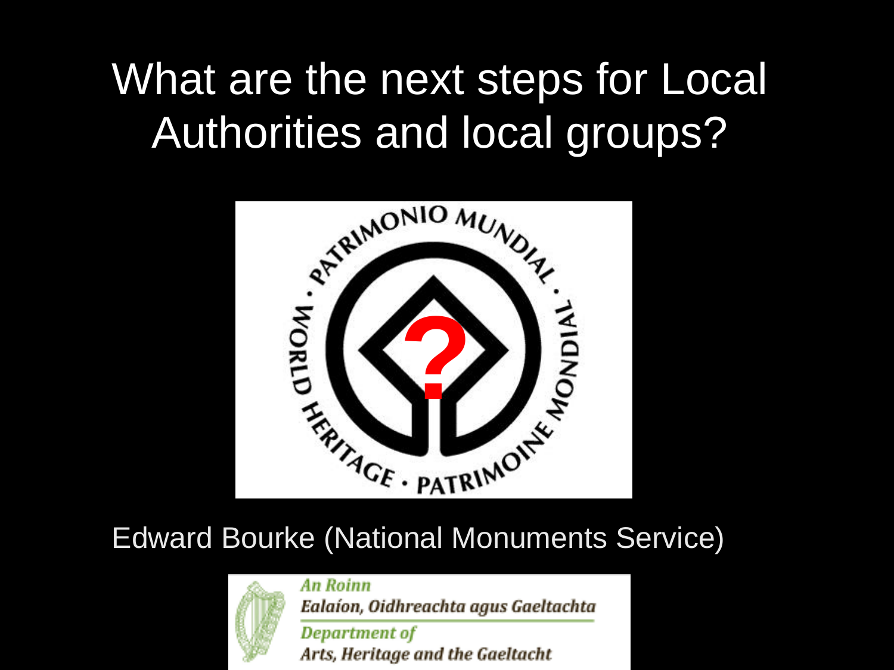# What are the next steps for Local Authorities and local groups?

Edward Bourke (National Monuments Service)

An Roinn
Ealaíon, Oidhreachta agus Gaeltachta
Department of
Arts, Heritage and the Gaeltacht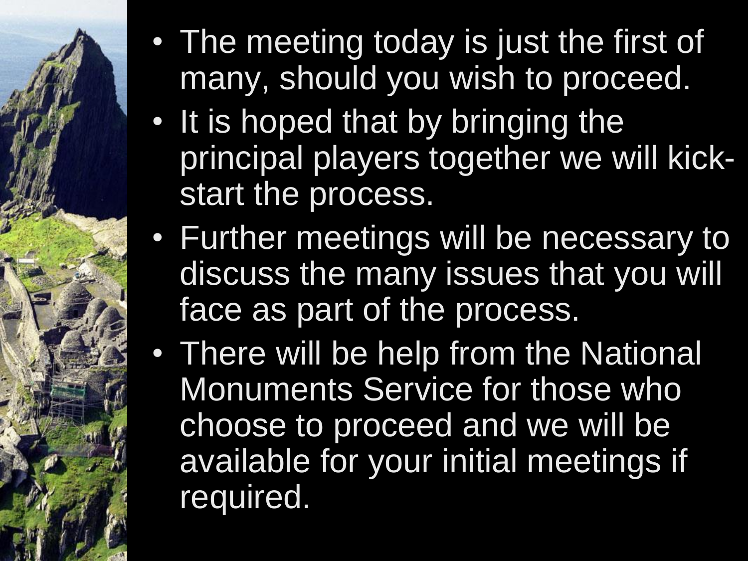- The meeting today is just the first of many, should you wish to proceed.
- It is hoped that by bringing the principal players together we will kick-start the process.
- Further meetings will be necessary to discuss the many issues that you will face as part of the process.
- There will be help from the National Monuments Service for those who choose to proceed and we will be available for your initial meetings if required.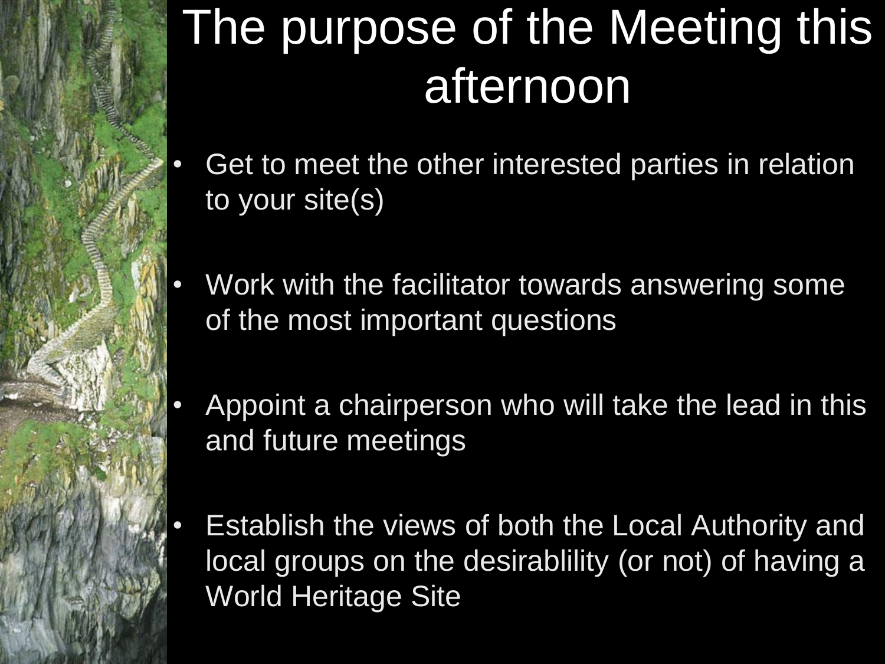# The purpose of the Meeting this afternoon

- Get to meet the other interested parties in relation to your site(s)
- Work with the facilitator towards answering some of the most important questions
- Appoint a chairperson who will take the lead in this and future meetings
- Establish the views of both the Local Authority and local groups on the desirablility (or not) of having a World Heritage Site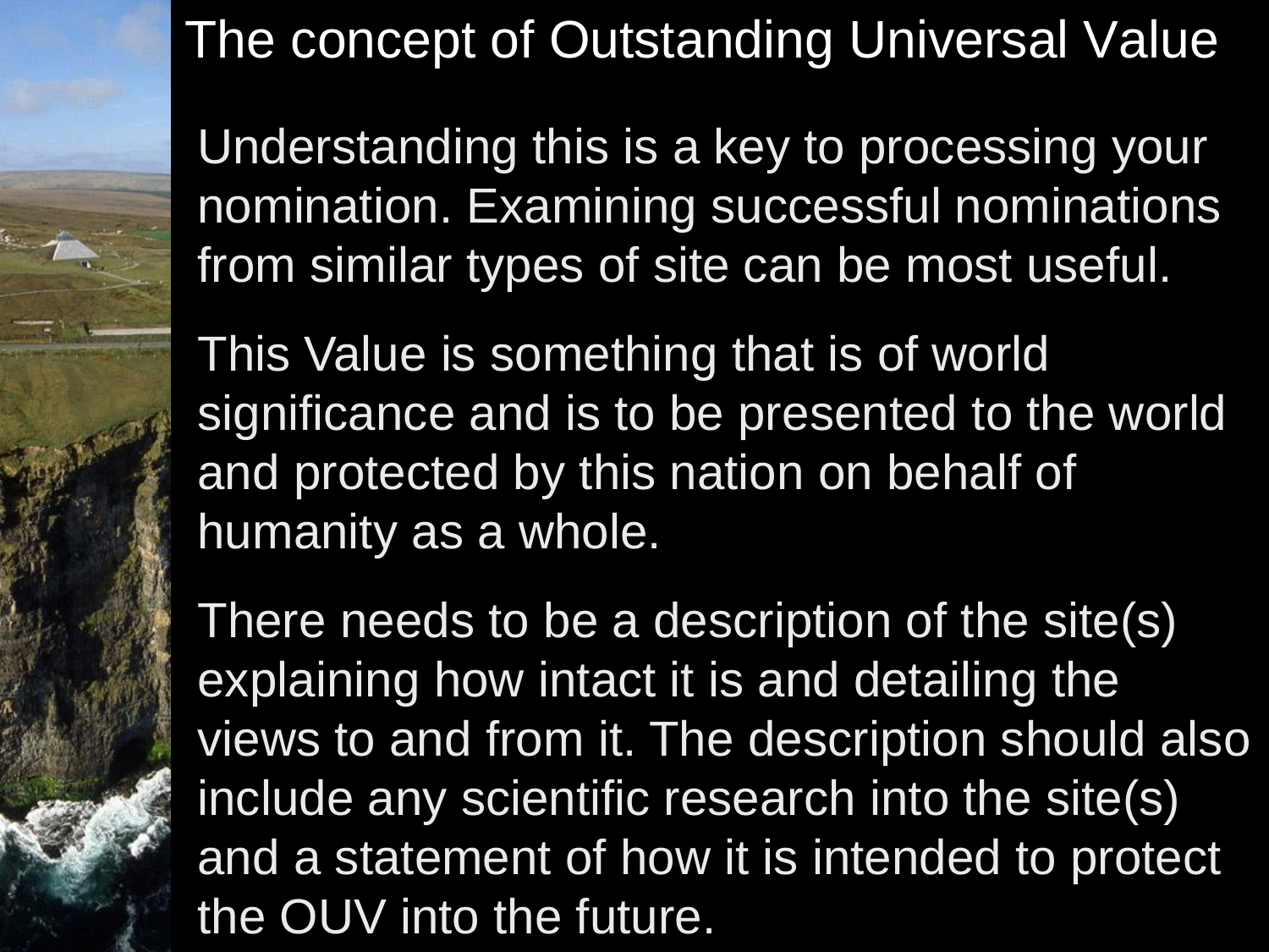# The concept of Outstanding Universal Value

Understanding this is a key to processing your nomination. Examining successful nominations from similar types of site can be most useful.

This Value is something that is of world significance and is to be presented to the world and protected by this nation on behalf of humanity as a whole.

There needs to be a description of the site(s) explaining how intact it is and detailing the views to and from it. The description should also include any scientific research into the site(s) and a statement of how it is intended to protect the OUV into the future.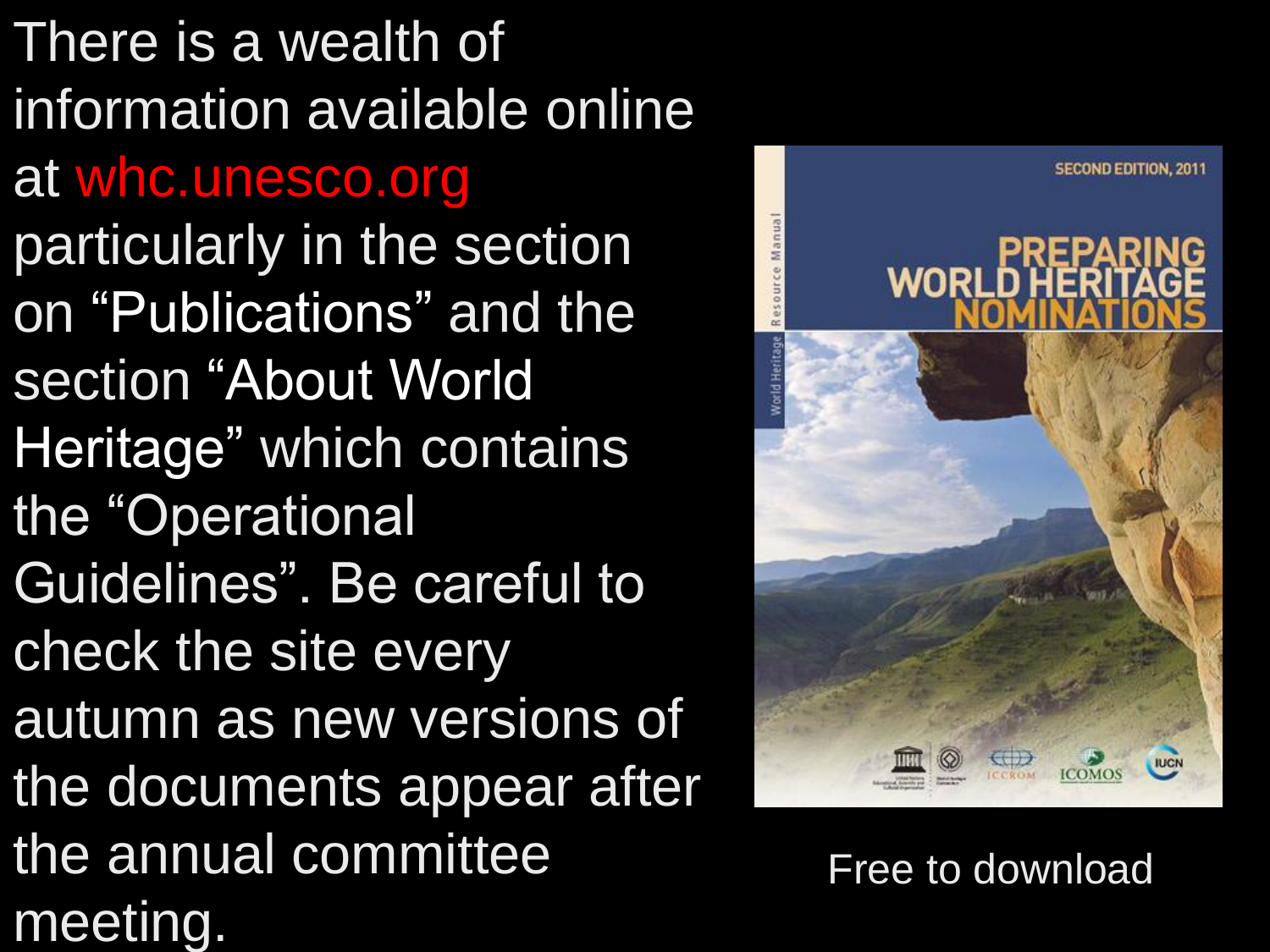There is a wealth of information available online at whc.unesco.org particularly in the section on “Publications” and the section “About World Heritage” which contains the “Operational Guidelines”. Be careful to check the site every autumn as new versions of the documents appear after the annual committee meeting.

Free to download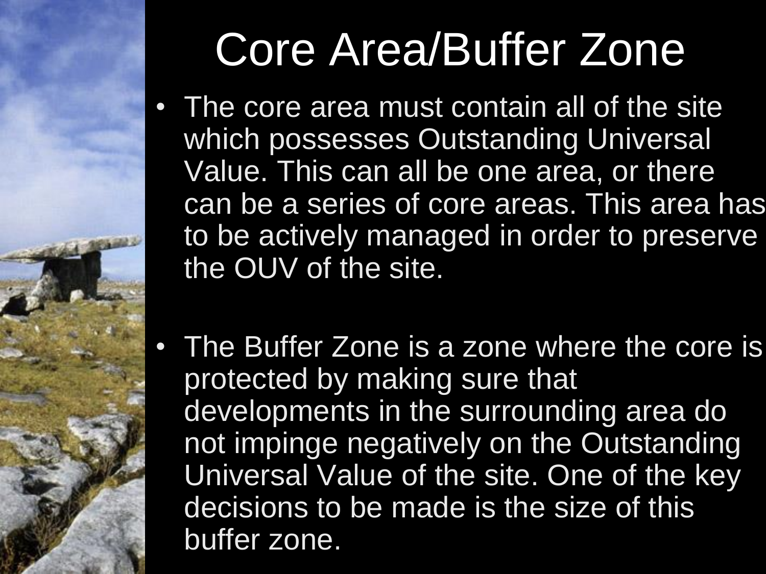# Core Area/Buffer Zone

- The core area must contain all of the site which possesses Outstanding Universal Value. This can all be one area, or there can be a series of core areas. This area has to be actively managed in order to preserve the OUV of the site.

- The Buffer Zone is a zone where the core is protected by making sure that developments in the surrounding area do not impinge negatively on the Outstanding Universal Value of the site. One of the key decisions to be made is the size of this buffer zone.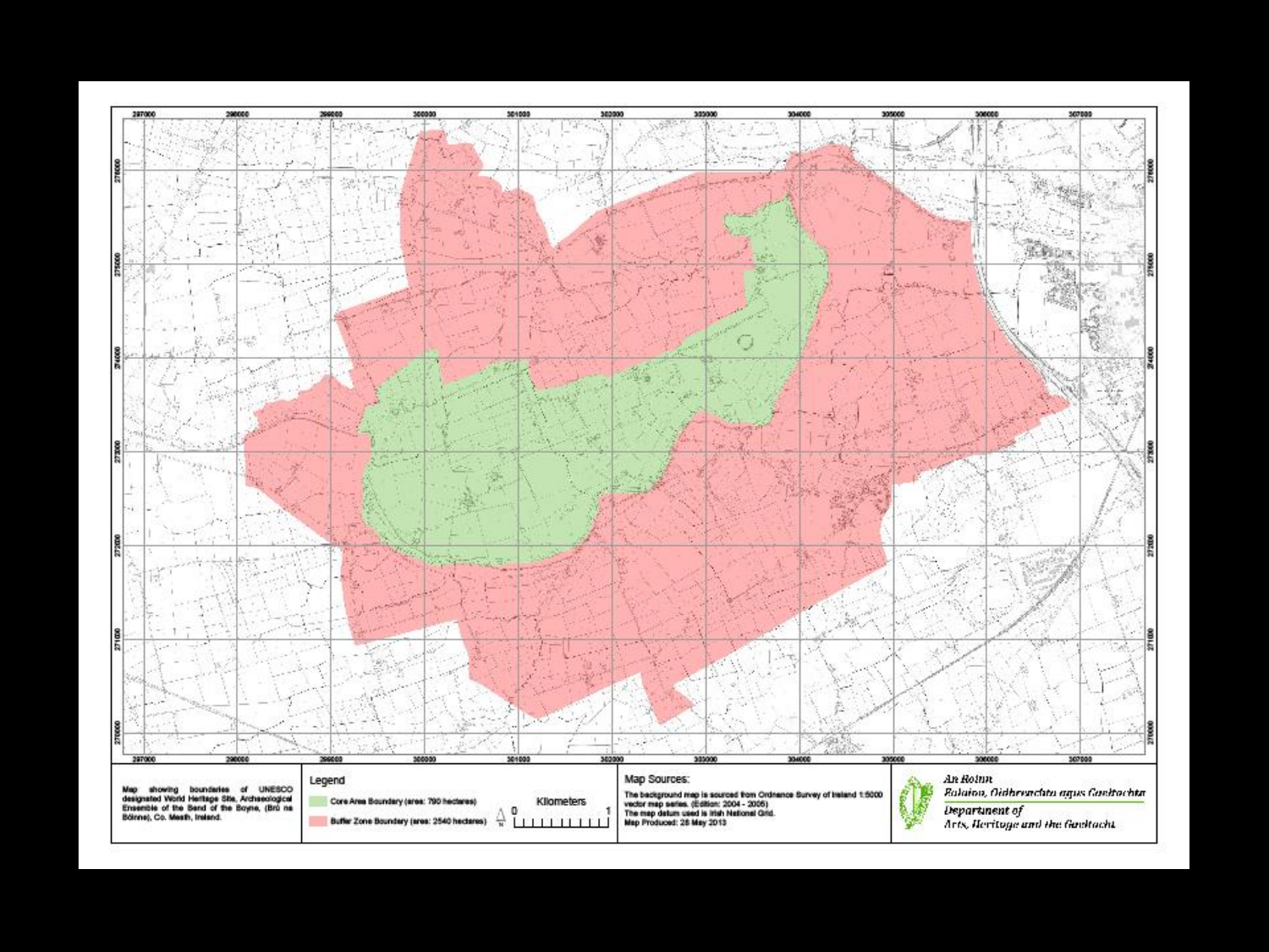Map showing boundaries of UNESCO designated World Heritage Site, Archaeological Ensemble of the Bend of the Boyne, (Brú na Bóinne), Co. Meath, Ireland.

Legend

Core Area Boundary (area: 780 hectares)

Buffer Zone Boundary (area: 2540 hectares)

Kilometers

0 1

Map Sources:

The background map is sourced from Ordnance Survey of Ireland 1:5000 vector map series. (Edition: 2004 - 2005)
The map datum used is Irish National Grid.
Map Produced: 28 May 2013

An Roinn
Ealaíon, Oidhreachta agus Gaeltachta
Department of
Arts, Heritage and the Gaeltacht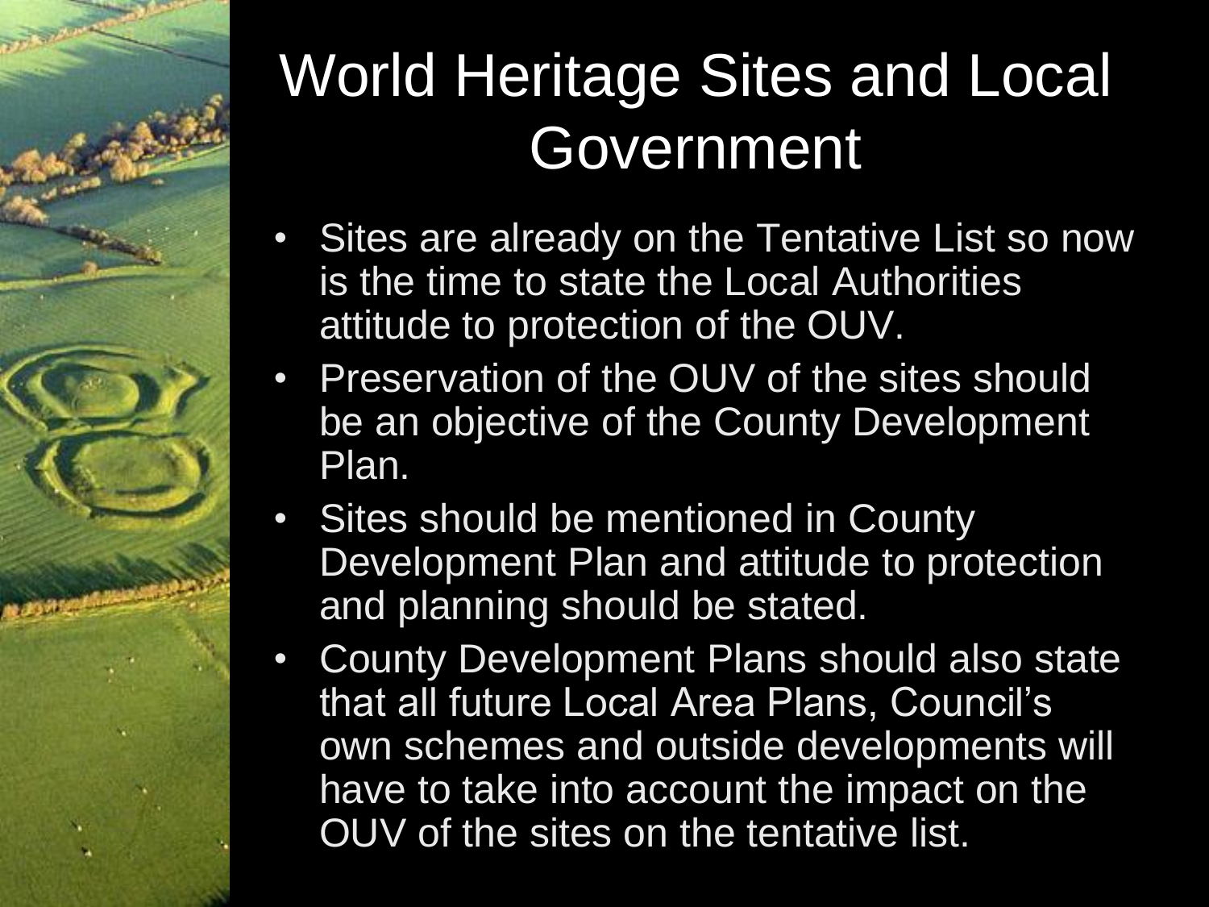# World Heritage Sites and Local Government

- Sites are already on the Tentative List so now is the time to state the Local Authorities attitude to protection of the OUV.
- Preservation of the OUV of the sites should be an objective of the County Development Plan.
- Sites should be mentioned in County Development Plan and attitude to protection and planning should be stated.
- County Development Plans should also state that all future Local Area Plans, Council's own schemes and outside developments will have to take into account the impact on the OUV of the sites on the tentative list.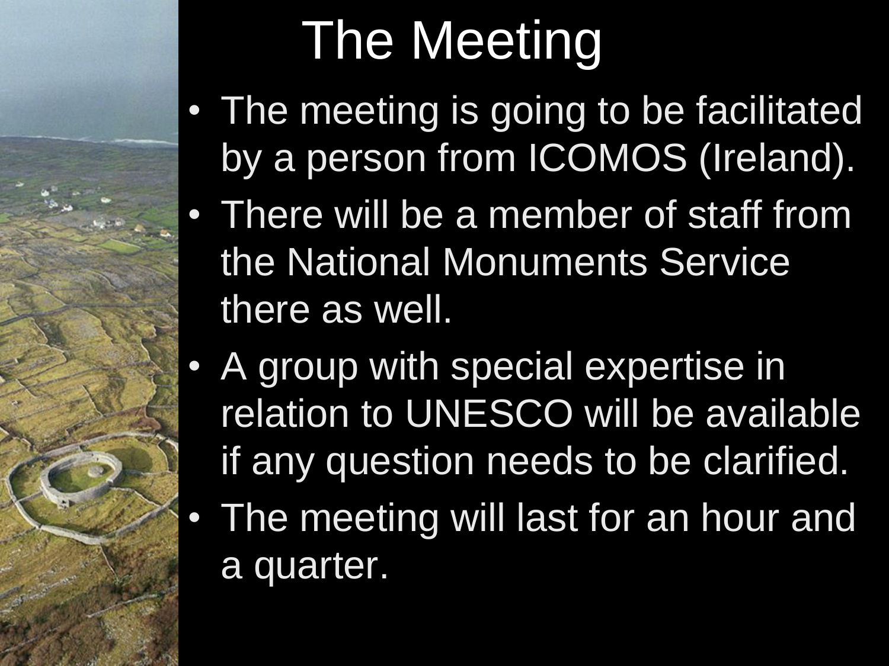# The Meeting

- The meeting is going to be facilitated by a person from ICOMOS (Ireland).
- There will be a member of staff from the National Monuments Service there as well.
- A group with special expertise in relation to UNESCO will be available if any question needs to be clarified.
- The meeting will last for an hour and a quarter.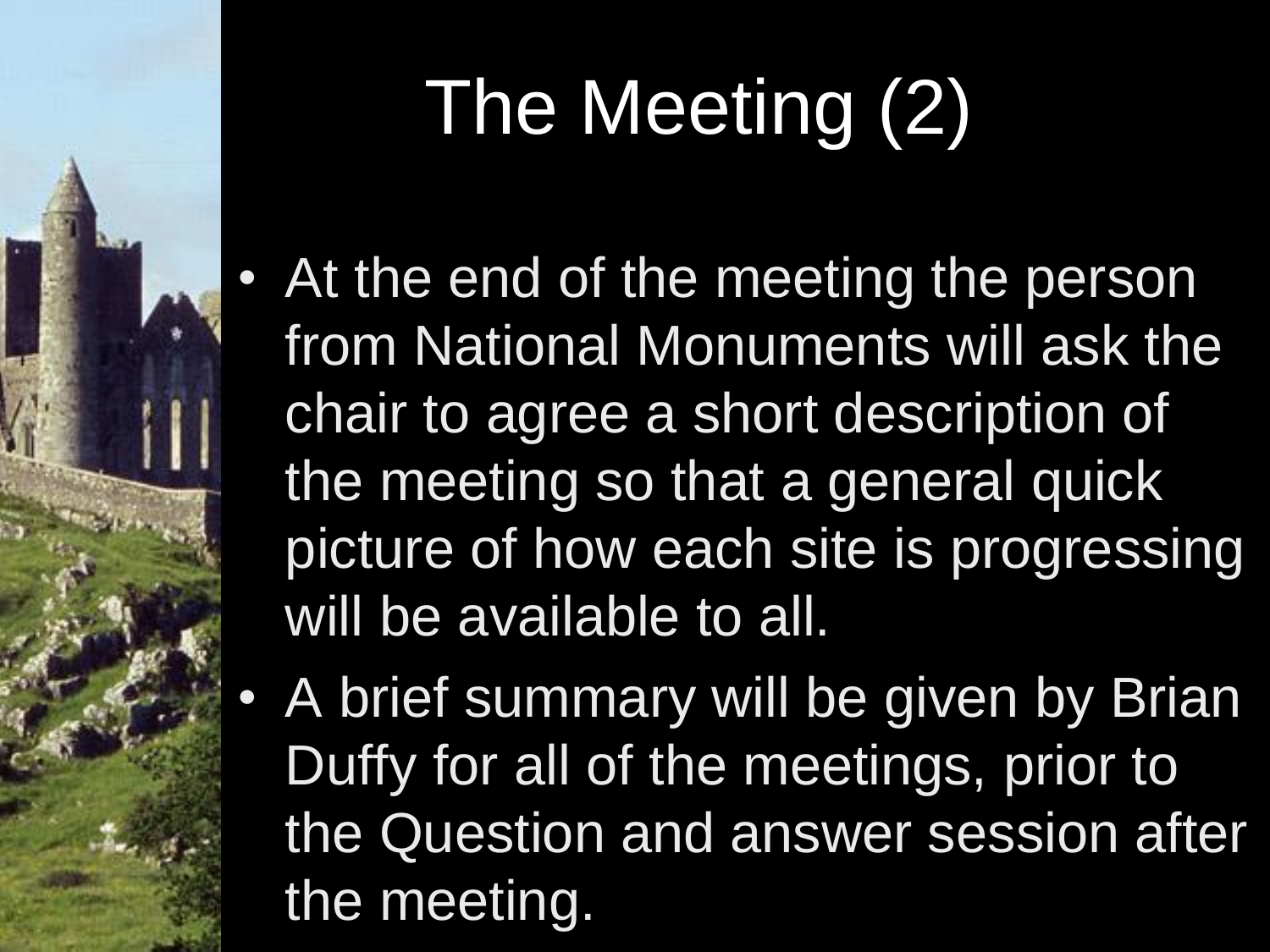# The Meeting (2)

- At the end of the meeting the person from National Monuments will ask the chair to agree a short description of the meeting so that a general quick picture of how each site is progressing will be available to all.
- A brief summary will be given by Brian Duffy for all of the meetings, prior to the Question and answer session after the meeting.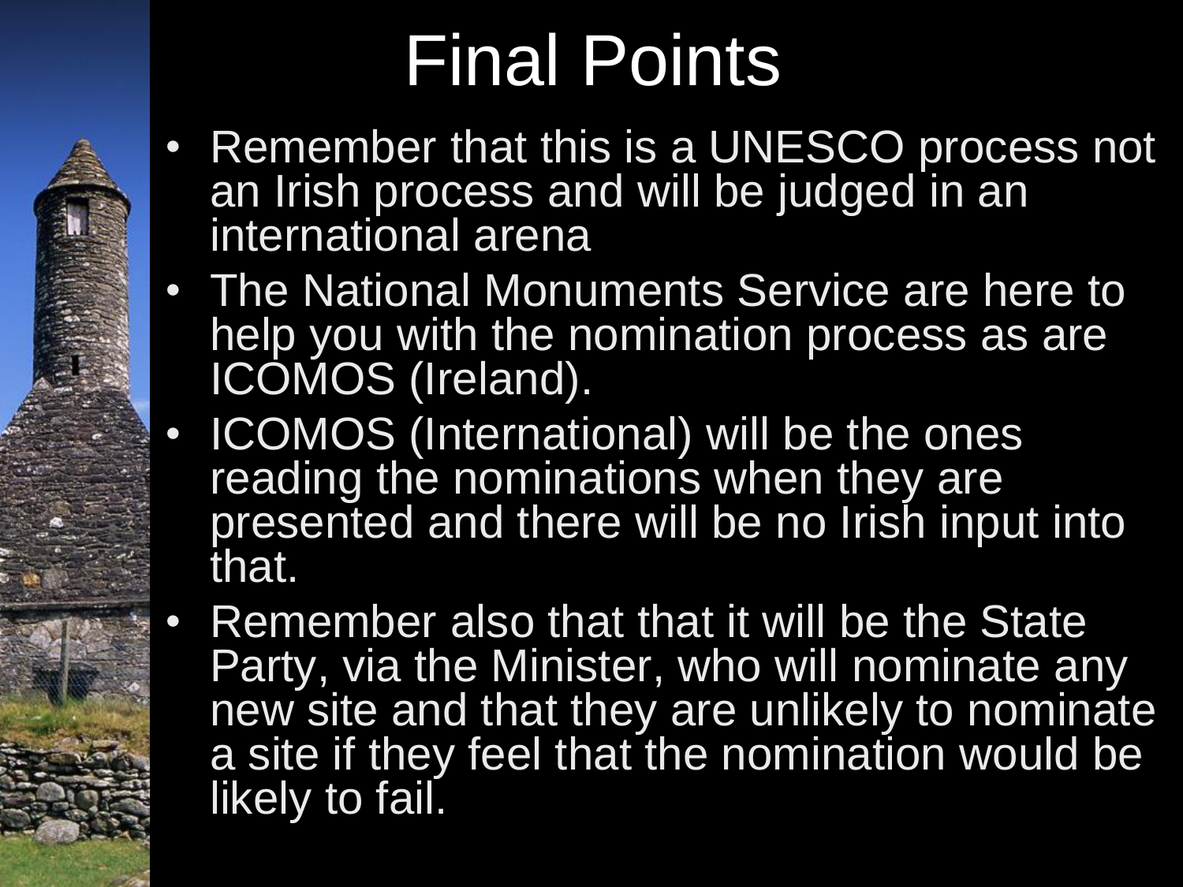# Final Points

- Remember that this is a UNESCO process not an Irish process and will be judged in an international arena
- The National Monuments Service are here to help you with the nomination process as are ICOMOS (Ireland).
- ICOMOS (International) will be the ones reading the nominations when they are presented and there will be no Irish input into that.
- Remember also that that it will be the State Party, via the Minister, who will nominate any new site and that they are unlikely to nominate a site if they feel that the nomination would be likely to fail.